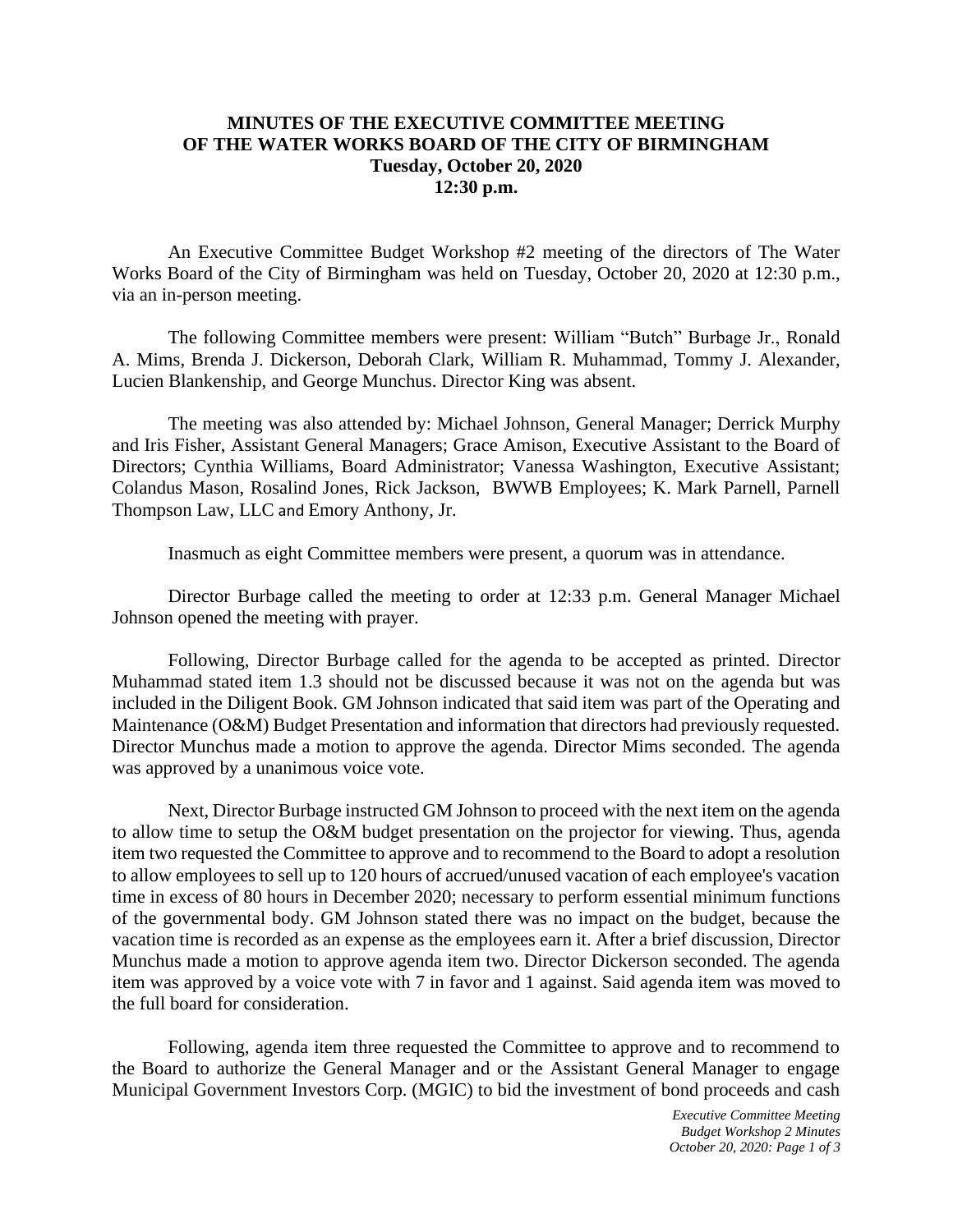**MINUTES OF THE EXECUTIVE COMMITTEE MEETING**
**OF THE WATER WORKS BOARD OF THE CITY OF BIRMINGHAM**
**Tuesday, October 20, 2020**
**12:30 p.m.**

An Executive Committee Budget Workshop #2 meeting of the directors of The Water Works Board of the City of Birmingham was held on Tuesday, October 20, 2020 at 12:30 p.m., via an in-person meeting.

The following Committee members were present: William "Butch" Burbage Jr., Ronald A. Mims, Brenda J. Dickerson, Deborah Clark, William R. Muhammad, Tommy J. Alexander, Lucien Blankenship, and George Munchus. Director King was absent.

The meeting was also attended by: Michael Johnson, General Manager; Derrick Murphy and Iris Fisher, Assistant General Managers; Grace Amison, Executive Assistant to the Board of Directors; Cynthia Williams, Board Administrator; Vanessa Washington, Executive Assistant; Colandus Mason, Rosalind Jones, Rick Jackson, BWWB Employees; K. Mark Parnell, Parnell Thompson Law, LLC and Emory Anthony, Jr.

Inasmuch as eight Committee members were present, a quorum was in attendance.

Director Burbage called the meeting to order at 12:33 p.m. General Manager Michael Johnson opened the meeting with prayer.

Following, Director Burbage called for the agenda to be accepted as printed. Director Muhammad stated item 1.3 should not be discussed because it was not on the agenda but was included in the Diligent Book. GM Johnson indicated that said item was part of the Operating and Maintenance (O&M) Budget Presentation and information that directors had previously requested. Director Munchus made a motion to approve the agenda. Director Mims seconded. The agenda was approved by a unanimous voice vote.

Next, Director Burbage instructed GM Johnson to proceed with the next item on the agenda to allow time to setup the O&M budget presentation on the projector for viewing. Thus, agenda item two requested the Committee to approve and to recommend to the Board to adopt a resolution to allow employees to sell up to 120 hours of accrued/unused vacation of each employee's vacation time in excess of 80 hours in December 2020; necessary to perform essential minimum functions of the governmental body. GM Johnson stated there was no impact on the budget, because the vacation time is recorded as an expense as the employees earn it. After a brief discussion, Director Munchus made a motion to approve agenda item two. Director Dickerson seconded. The agenda item was approved by a voice vote with 7 in favor and 1 against. Said agenda item was moved to the full board for consideration.

Following, agenda item three requested the Committee to approve and to recommend to the Board to authorize the General Manager and or the Assistant General Manager to engage Municipal Government Investors Corp. (MGIC) to bid the investment of bond proceeds and cash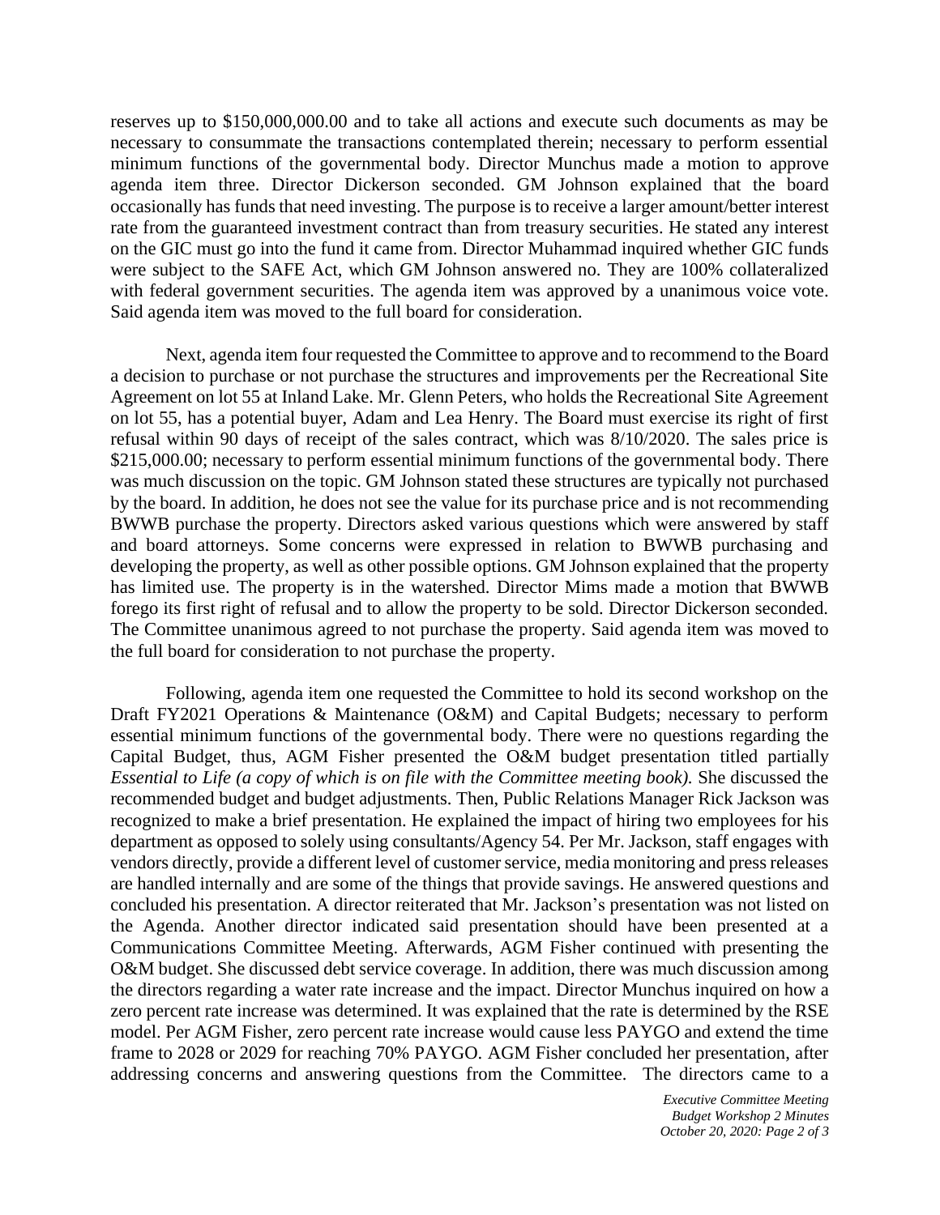reserves up to $150,000,000.00 and to take all actions and execute such documents as may be necessary to consummate the transactions contemplated therein; necessary to perform essential minimum functions of the governmental body. Director Munchus made a motion to approve agenda item three. Director Dickerson seconded. GM Johnson explained that the board occasionally has funds that need investing. The purpose is to receive a larger amount/better interest rate from the guaranteed investment contract than from treasury securities. He stated any interest on the GIC must go into the fund it came from. Director Muhammad inquired whether GIC funds were subject to the SAFE Act, which GM Johnson answered no. They are 100% collateralized with federal government securities. The agenda item was approved by a unanimous voice vote. Said agenda item was moved to the full board for consideration.

Next, agenda item four requested the Committee to approve and to recommend to the Board a decision to purchase or not purchase the structures and improvements per the Recreational Site Agreement on lot 55 at Inland Lake. Mr. Glenn Peters, who holds the Recreational Site Agreement on lot 55, has a potential buyer, Adam and Lea Henry. The Board must exercise its right of first refusal within 90 days of receipt of the sales contract, which was 8/10/2020. The sales price is $215,000.00; necessary to perform essential minimum functions of the governmental body. There was much discussion on the topic. GM Johnson stated these structures are typically not purchased by the board. In addition, he does not see the value for its purchase price and is not recommending BWWB purchase the property. Directors asked various questions which were answered by staff and board attorneys. Some concerns were expressed in relation to BWWB purchasing and developing the property, as well as other possible options. GM Johnson explained that the property has limited use. The property is in the watershed. Director Mims made a motion that BWWB forego its first right of refusal and to allow the property to be sold. Director Dickerson seconded. The Committee unanimous agreed to not purchase the property. Said agenda item was moved to the full board for consideration to not purchase the property.

Following, agenda item one requested the Committee to hold its second workshop on the Draft FY2021 Operations & Maintenance (O&M) and Capital Budgets; necessary to perform essential minimum functions of the governmental body. There were no questions regarding the Capital Budget, thus, AGM Fisher presented the O&M budget presentation titled partially *Essential to Life (a copy of which is on file with the Committee meeting book).* She discussed the recommended budget and budget adjustments. Then, Public Relations Manager Rick Jackson was recognized to make a brief presentation. He explained the impact of hiring two employees for his department as opposed to solely using consultants/Agency 54. Per Mr. Jackson, staff engages with vendors directly, provide a different level of customer service, media monitoring and press releases are handled internally and are some of the things that provide savings. He answered questions and concluded his presentation. A director reiterated that Mr. Jackson's presentation was not listed on the Agenda. Another director indicated said presentation should have been presented at a Communications Committee Meeting. Afterwards, AGM Fisher continued with presenting the O&M budget. She discussed debt service coverage. In addition, there was much discussion among the directors regarding a water rate increase and the impact. Director Munchus inquired on how a zero percent rate increase was determined. It was explained that the rate is determined by the RSE model. Per AGM Fisher, zero percent rate increase would cause less PAYGO and extend the time frame to 2028 or 2029 for reaching 70% PAYGO. AGM Fisher concluded her presentation, after addressing concerns and answering questions from the Committee. The directors came to a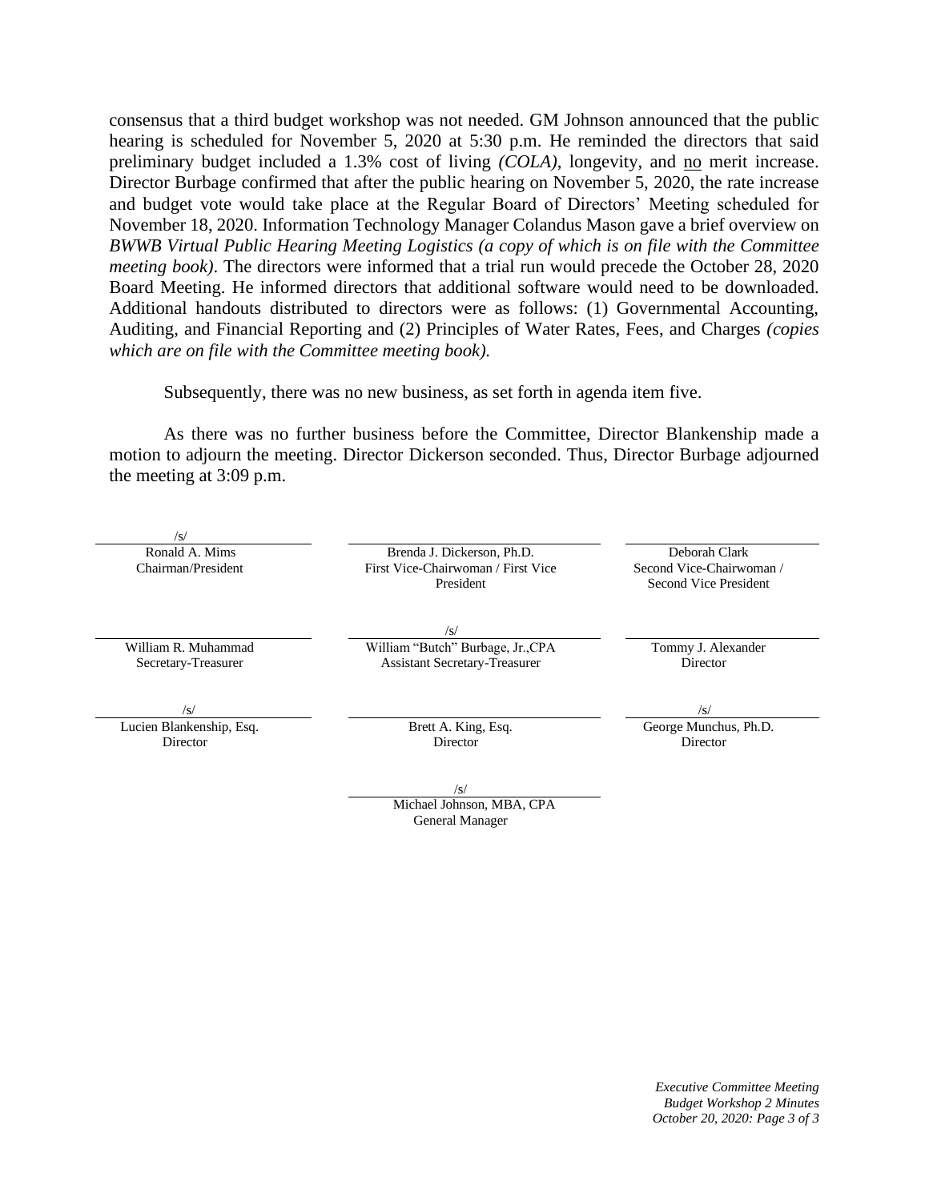consensus that a third budget workshop was not needed. GM Johnson announced that the public hearing is scheduled for November 5, 2020 at 5:30 p.m. He reminded the directors that said preliminary budget included a 1.3% cost of living *(COLA)*, longevity, and no merit increase. Director Burbage confirmed that after the public hearing on November 5, 2020, the rate increase and budget vote would take place at the Regular Board of Directors' Meeting scheduled for November 18, 2020. Information Technology Manager Colandus Mason gave a brief overview on *BWWB Virtual Public Hearing Meeting Logistics (a copy of which is on file with the Committee meeting book)*. The directors were informed that a trial run would precede the October 28, 2020 Board Meeting. He informed directors that additional software would need to be downloaded. Additional handouts distributed to directors were as follows: (1) Governmental Accounting, Auditing, and Financial Reporting and (2) Principles of Water Rates, Fees, and Charges *(copies which are on file with the Committee meeting book).*

Subsequently, there was no new business, as set forth in agenda item five.

As there was no further business before the Committee, Director Blankenship made a motion to adjourn the meeting. Director Dickerson seconded. Thus, Director Burbage adjourned the meeting at 3:09 p.m.

| | | |
|---|---|---|
| /s/ | | |
| Ronald A. Mims<br>Chairman/President | Brenda J. Dickerson, Ph.D.<br>First Vice-Chairwoman / First Vice President | Deborah Clark<br>Second Vice-Chairwoman / Second Vice President |
| | /s/ | |
| William R. Muhammad<br>Secretary-Treasurer | William "Butch" Burbage, Jr.,CPA<br>Assistant Secretary-Treasurer | Tommy J. Alexander<br>Director |
| /s/ | | /s/ |
| Lucien Blankenship, Esq.<br>Director | Brett A. King, Esq.<br>Director | George Munchus, Ph.D.<br>Director |
| | /s/ | |
| | Michael Johnson, MBA, CPA<br>General Manager | |

*Executive Committee Meeting*
*Budget Workshop 2 Minutes*
*October 20, 2020*